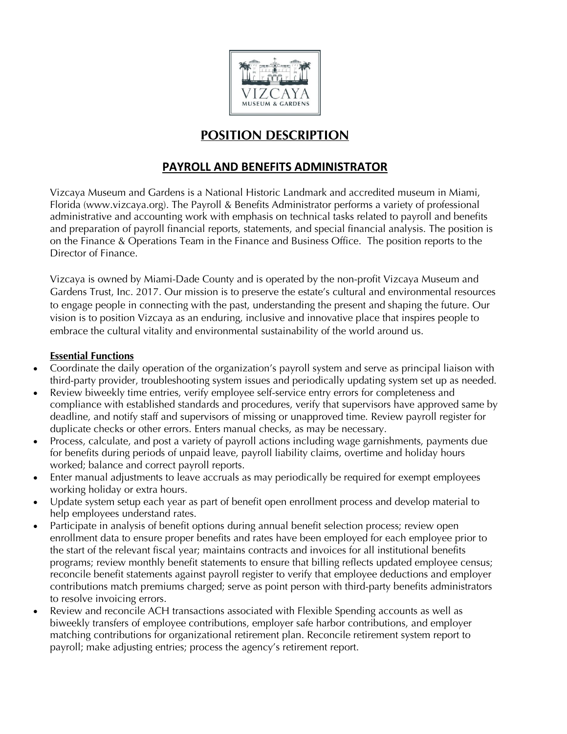# POSITION DESCRIPTION

## PAYROLL AND BENEFITS ADMINISTRATOR

Vizcaya Museum and Gardens is a National Historic Landmark and accredited museum in Miami, Florida (www.vizcaya.org). The Payroll & Benefits Administrator performs a variety of professional administrative and accounting work with emphasis on technical tasks related to payroll and benefits and preparation of payroll financial reports, statements, and special financial analysis. The position is on the Finance & Operations Team in the Finance and Business Office. The position reports to the Director of Finance.

Vizcaya is owned by Miami-Dade County and is operated by the non-profit Vizcaya Museum and Gardens Trust, Inc. 2017. Our mission is to preserve the estate's cultural and environmental resources to engage people in connecting with the past, understanding the present and shaping the future. Our vision is to position Vizcaya as an enduring, inclusive and innovative place that inspires people to embrace the cultural vitality and environmental sustainability of the world around us.

**Essential Functions**

- Coordinate the daily operation of the organization's payroll system and serve as principal liaison with third-party provider, troubleshooting system issues and periodically updating system set up as needed.
- Review biweekly time entries, verify employee self-service entry errors for completeness and compliance with established standards and procedures, verify that supervisors have approved same by deadline, and notify staff and supervisors of missing or unapproved time. Review payroll register for duplicate checks or other errors. Enters manual checks, as may be necessary.
- Process, calculate, and post a variety of payroll actions including wage garnishments, payments due for benefits during periods of unpaid leave, payroll liability claims, overtime and holiday hours worked; balance and correct payroll reports.
- Enter manual adjustments to leave accruals as may periodically be required for exempt employees working holiday or extra hours.
- Update system setup each year as part of benefit open enrollment process and develop material to help employees understand rates.
- Participate in analysis of benefit options during annual benefit selection process; review open enrollment data to ensure proper benefits and rates have been employed for each employee prior to the start of the relevant fiscal year; maintains contracts and invoices for all institutional benefits programs; review monthly benefit statements to ensure that billing reflects updated employee census; reconcile benefit statements against payroll register to verify that employee deductions and employer contributions match premiums charged; serve as point person with third-party benefits administrators to resolve invoicing errors.
- Review and reconcile ACH transactions associated with Flexible Spending accounts as well as biweekly transfers of employee contributions, employer safe harbor contributions, and employer matching contributions for organizational retirement plan. Reconcile retirement system report to payroll; make adjusting entries; process the agency's retirement report.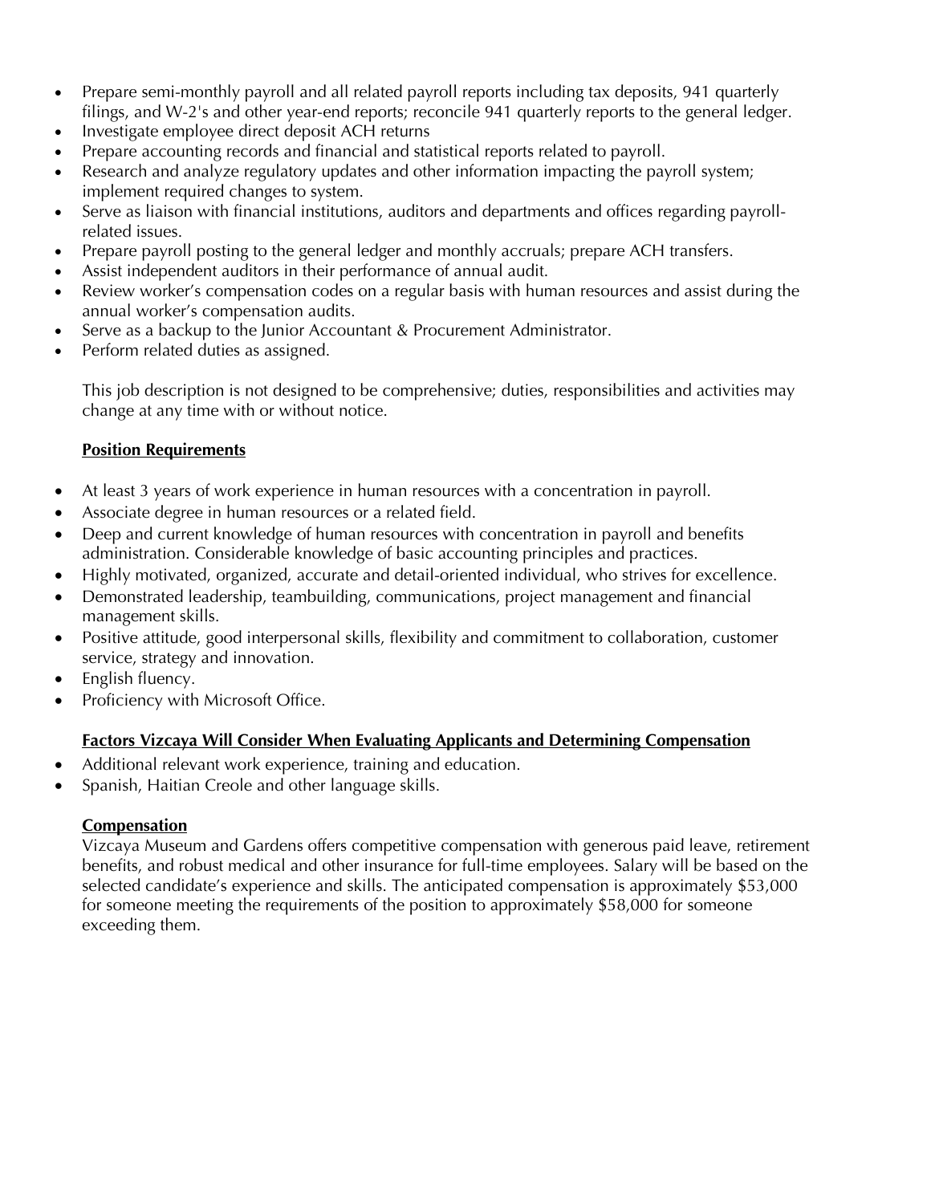- Prepare semi-monthly payroll and all related payroll reports including tax deposits, 941 quarterly filings, and W-2's and other year-end reports; reconcile 941 quarterly reports to the general ledger.
- Investigate employee direct deposit ACH returns
- Prepare accounting records and financial and statistical reports related to payroll.
- Research and analyze regulatory updates and other information impacting the payroll system; implement required changes to system.
- Serve as liaison with financial institutions, auditors and departments and offices regarding payroll-related issues.
- Prepare payroll posting to the general ledger and monthly accruals; prepare ACH transfers.
- Assist independent auditors in their performance of annual audit.
- Review worker's compensation codes on a regular basis with human resources and assist during the annual worker's compensation audits.
- Serve as a backup to the Junior Accountant & Procurement Administrator.
- Perform related duties as assigned.

This job description is not designed to be comprehensive; duties, responsibilities and activities may change at any time with or without notice.

**Position Requirements**

- At least 3 years of work experience in human resources with a concentration in payroll.
- Associate degree in human resources or a related field.
- Deep and current knowledge of human resources with concentration in payroll and benefits administration. Considerable knowledge of basic accounting principles and practices.
- Highly motivated, organized, accurate and detail-oriented individual, who strives for excellence.
- Demonstrated leadership, teambuilding, communications, project management and financial management skills.
- Positive attitude, good interpersonal skills, flexibility and commitment to collaboration, customer service, strategy and innovation.
- English fluency.
- Proficiency with Microsoft Office.

**Factors Vizcaya Will Consider When Evaluating Applicants and Determining Compensation**

- Additional relevant work experience, training and education.
- Spanish, Haitian Creole and other language skills.

**Compensation**

Vizcaya Museum and Gardens offers competitive compensation with generous paid leave, retirement benefits, and robust medical and other insurance for full-time employees. Salary will be based on the selected candidate's experience and skills. The anticipated compensation is approximately $53,000 for someone meeting the requirements of the position to approximately $58,000 for someone exceeding them.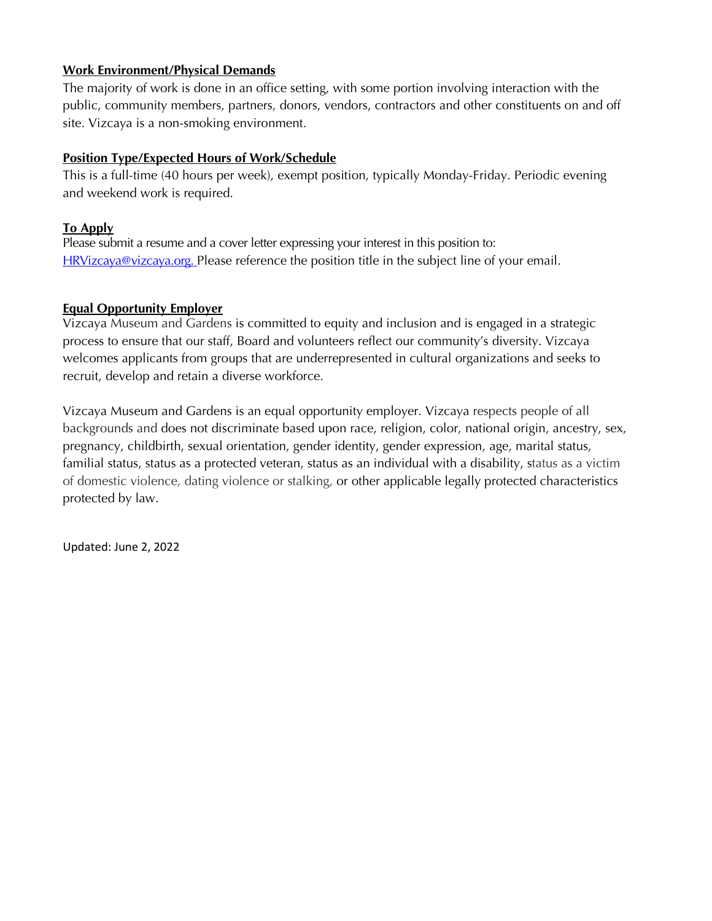**Work Environment/Physical Demands**

The majority of work is done in an office setting, with some portion involving interaction with the public, community members, partners, donors, vendors, contractors and other constituents on and off site. Vizcaya is a non-smoking environment.

**Position Type/Expected Hours of Work/Schedule**

This is a full-time (40 hours per week), exempt position, typically Monday-Friday. Periodic evening and weekend work is required.

**To Apply**

Please submit a resume and a cover letter expressing your interest in this position to: HRVizcaya@vizcaya.org. Please reference the position title in the subject line of your email.

**Equal Opportunity Employer**

Vizcaya Museum and Gardens is committed to equity and inclusion and is engaged in a strategic process to ensure that our staff, Board and volunteers reflect our community's diversity. Vizcaya welcomes applicants from groups that are underrepresented in cultural organizations and seeks to recruit, develop and retain a diverse workforce.

Vizcaya Museum and Gardens is an equal opportunity employer. Vizcaya respects people of all backgrounds and does not discriminate based upon race, religion, color, national origin, ancestry, sex, pregnancy, childbirth, sexual orientation, gender identity, gender expression, age, marital status, familial status, status as a protected veteran, status as an individual with a disability, status as a victim of domestic violence, dating violence or stalking, or other applicable legally protected characteristics protected by law.

Updated: June 2, 2022